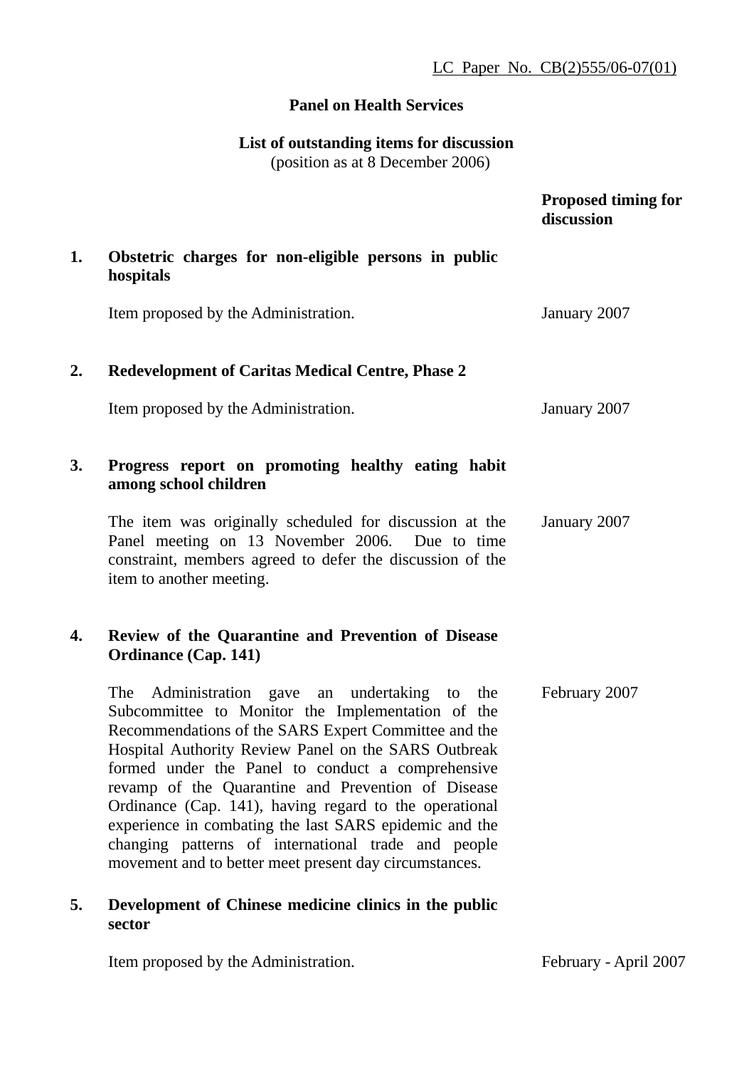LC Paper No. CB(2)555/06-07(01)

**Panel on Health Services**

**List of outstanding items for discussion**
(position as at 8 December 2006)

| | | Proposed timing for discussion |
|---|---|---|
| **1.** | **Obstetric charges for non-eligible persons in public hospitals** | |
| | Item proposed by the Administration. | January 2007 |
| **2.** | **Redevelopment of Caritas Medical Centre, Phase 2** | |
| | Item proposed by the Administration. | January 2007 |
| **3.** | **Progress report on promoting healthy eating habit among school children** | |
| | The item was originally scheduled for discussion at the Panel meeting on 13 November 2006. Due to time constraint, members agreed to defer the discussion of the item to another meeting. | January 2007 |
| **4.** | **Review of the Quarantine and Prevention of Disease Ordinance (Cap. 141)** | |
| | The Administration gave an undertaking to the Subcommittee to Monitor the Implementation of the Recommendations of the SARS Expert Committee and the Hospital Authority Review Panel on the SARS Outbreak formed under the Panel to conduct a comprehensive revamp of the Quarantine and Prevention of Disease Ordinance (Cap. 141), having regard to the operational experience in combating the last SARS epidemic and the changing patterns of international trade and people movement and to better meet present day circumstances. | February 2007 |
| **5.** | **Development of Chinese medicine clinics in the public sector** | |
| | Item proposed by the Administration. | February - April 2007 |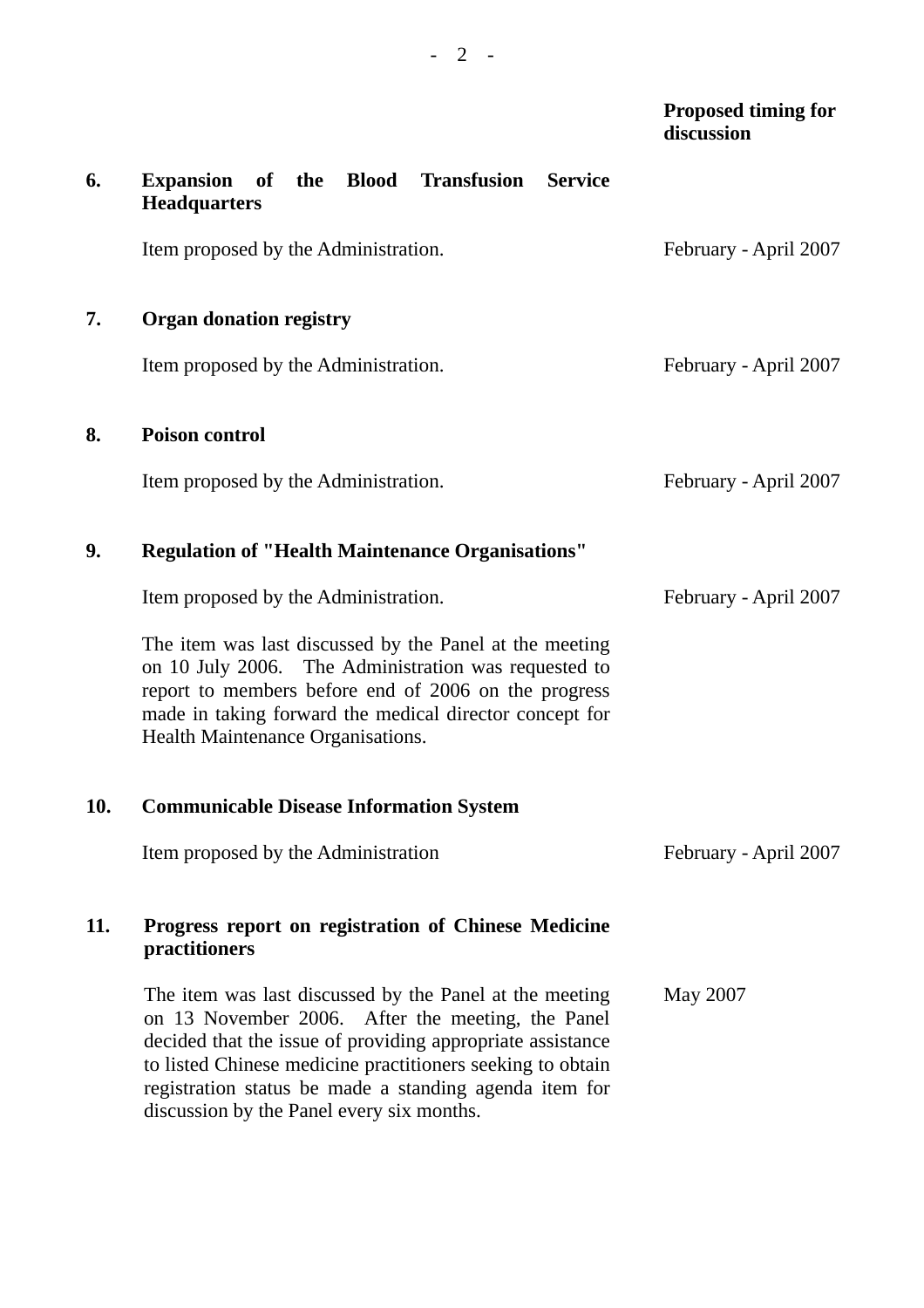| | | Proposed timing for discussion |
|---|---|---|
| **6.** | **Expansion of the Blood Transfusion Service Headquarters** | |
| | Item proposed by the Administration. | February - April 2007 |
| **7.** | **Organ donation registry** | |
| | Item proposed by the Administration. | February - April 2007 |
| **8.** | **Poison control** | |
| | Item proposed by the Administration. | February - April 2007 |
| **9.** | **Regulation of "Health Maintenance Organisations"** | |
| | Item proposed by the Administration. | February - April 2007 |
| | The item was last discussed by the Panel at the meeting on 10 July 2006. The Administration was requested to report to members before end of 2006 on the progress made in taking forward the medical director concept for Health Maintenance Organisations. | |
| **10.** | **Communicable Disease Information System** | |
| | Item proposed by the Administration | February - April 2007 |
| **11.** | **Progress report on registration of Chinese Medicine practitioners** | |
| | The item was last discussed by the Panel at the meeting on 13 November 2006. After the meeting, the Panel decided that the issue of providing appropriate assistance to listed Chinese medicine practitioners seeking to obtain registration status be made a standing agenda item for discussion by the Panel every six months. | May 2007 |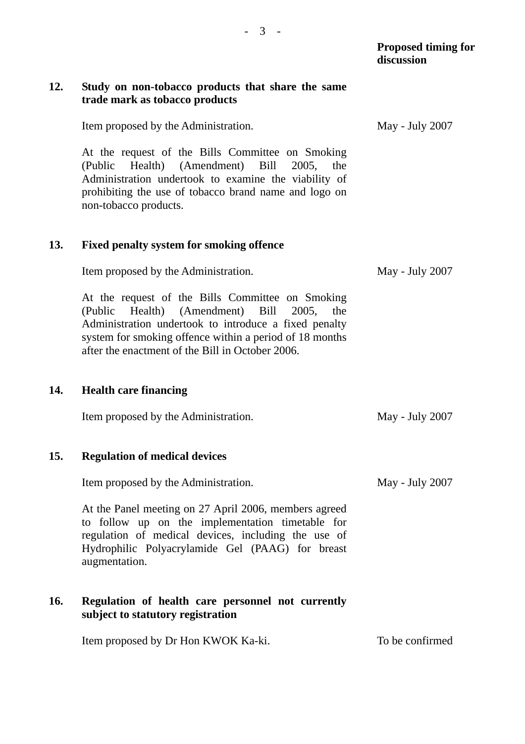**Proposed timing for discussion**

**12. Study on non-tobacco products that share the same trade mark as tobacco products**

Item proposed by the Administration. — May - July 2007

At the request of the Bills Committee on Smoking (Public Health) (Amendment) Bill 2005, the Administration undertook to examine the viability of prohibiting the use of tobacco brand name and logo on non-tobacco products.

**13. Fixed penalty system for smoking offence**

Item proposed by the Administration. — May - July 2007

At the request of the Bills Committee on Smoking (Public Health) (Amendment) Bill 2005, the Administration undertook to introduce a fixed penalty system for smoking offence within a period of 18 months after the enactment of the Bill in October 2006.

**14. Health care financing**

Item proposed by the Administration. — May - July 2007

**15. Regulation of medical devices**

Item proposed by the Administration. — May - July 2007

At the Panel meeting on 27 April 2006, members agreed to follow up on the implementation timetable for regulation of medical devices, including the use of Hydrophilic Polyacrylamide Gel (PAAG) for breast augmentation.

**16. Regulation of health care personnel not currently subject to statutory registration**

Item proposed by Dr Hon KWOK Ka-ki. — To be confirmed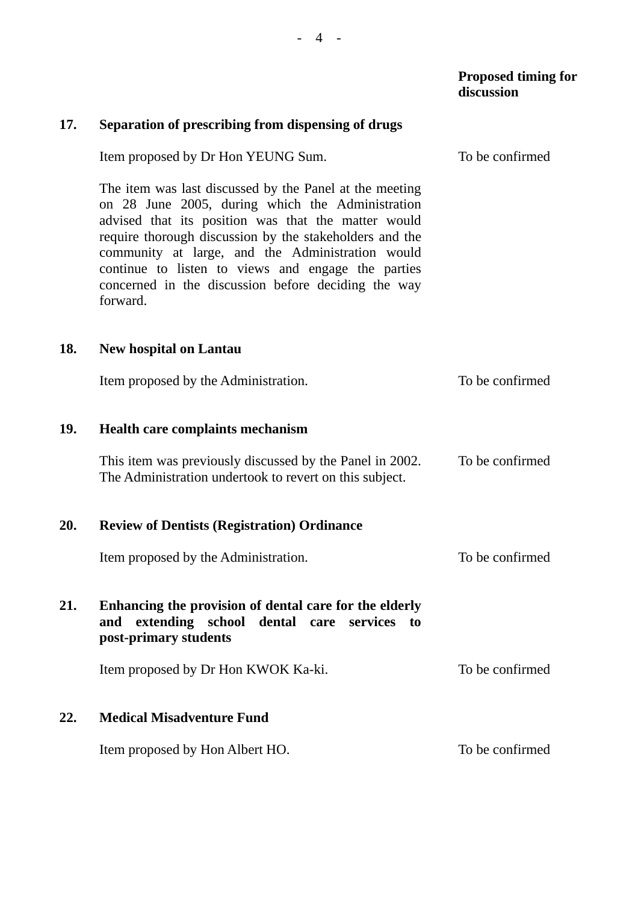**Proposed timing for discussion**

**17. Separation of prescribing from dispensing of drugs**

Item proposed by Dr Hon YEUNG Sum. — To be confirmed

The item was last discussed by the Panel at the meeting on 28 June 2005, during which the Administration advised that its position was that the matter would require thorough discussion by the stakeholders and the community at large, and the Administration would continue to listen to views and engage the parties concerned in the discussion before deciding the way forward.

**18. New hospital on Lantau**

Item proposed by the Administration. — To be confirmed

**19. Health care complaints mechanism**

This item was previously discussed by the Panel in 2002. The Administration undertook to revert on this subject. — To be confirmed

**20. Review of Dentists (Registration) Ordinance**

Item proposed by the Administration. — To be confirmed

**21. Enhancing the provision of dental care for the elderly and extending school dental care services to post-primary students**

Item proposed by Dr Hon KWOK Ka-ki. — To be confirmed

**22. Medical Misadventure Fund**

Item proposed by Hon Albert HO. — To be confirmed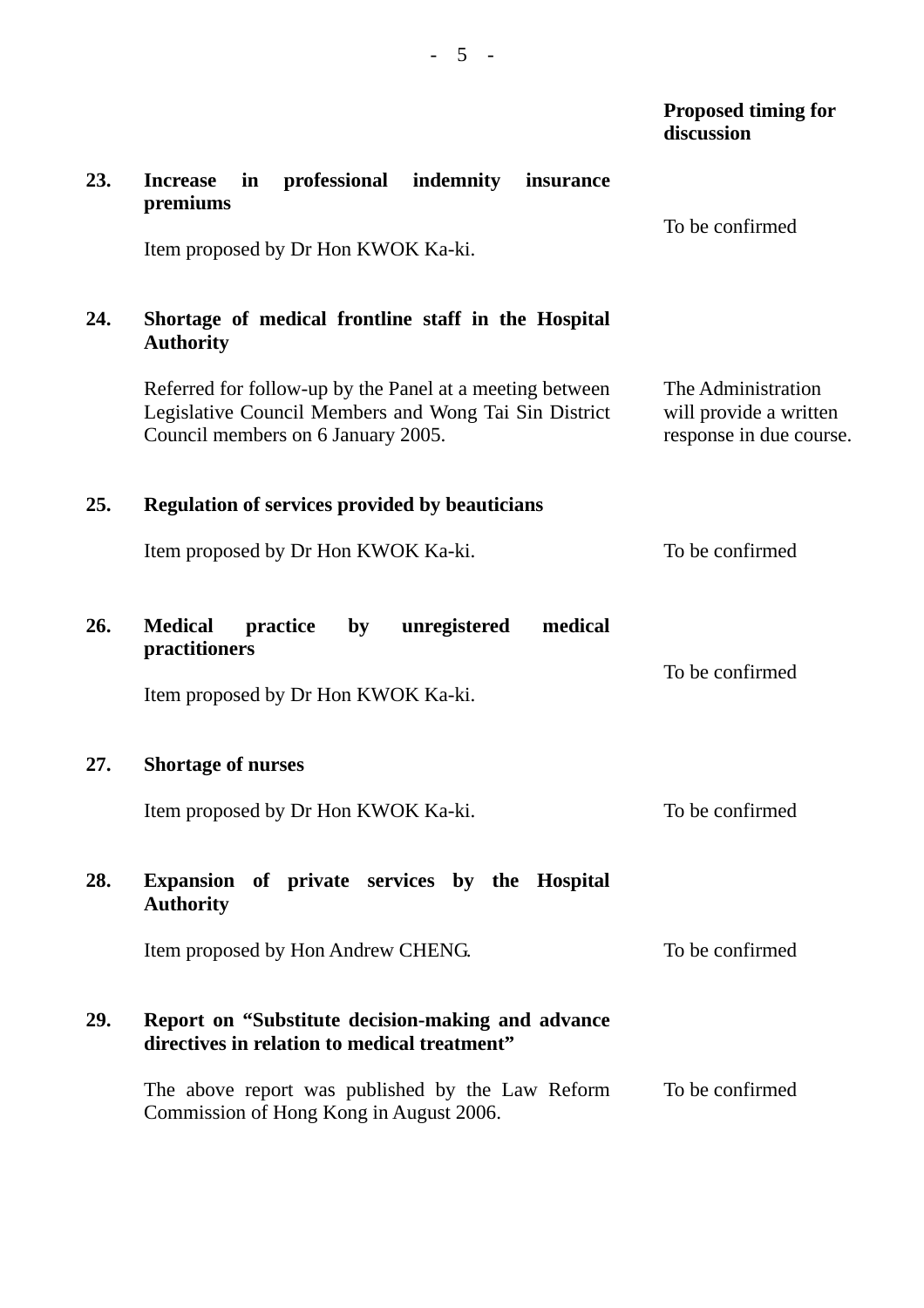|  |  | **Proposed timing for discussion** |
|---|---|---|
| **23.** | **Increase in professional indemnity insurance premiums**<br><br>Item proposed by Dr Hon KWOK Ka-ki. | To be confirmed |
| **24.** | **Shortage of medical frontline staff in the Hospital Authority**<br><br>Referred for follow-up by the Panel at a meeting between Legislative Council Members and Wong Tai Sin District Council members on 6 January 2005. | The Administration will provide a written response in due course. |
| **25.** | **Regulation of services provided by beauticians**<br><br>Item proposed by Dr Hon KWOK Ka-ki. | To be confirmed |
| **26.** | **Medical practice by unregistered medical practitioners**<br><br>Item proposed by Dr Hon KWOK Ka-ki. | To be confirmed |
| **27.** | **Shortage of nurses**<br><br>Item proposed by Dr Hon KWOK Ka-ki. | To be confirmed |
| **28.** | **Expansion of private services by the Hospital Authority**<br><br>Item proposed by Hon Andrew CHENG. | To be confirmed |
| **29.** | **Report on “Substitute decision-making and advance directives in relation to medical treatment”**<br><br>The above report was published by the Law Reform Commission of Hong Kong in August 2006. | To be confirmed |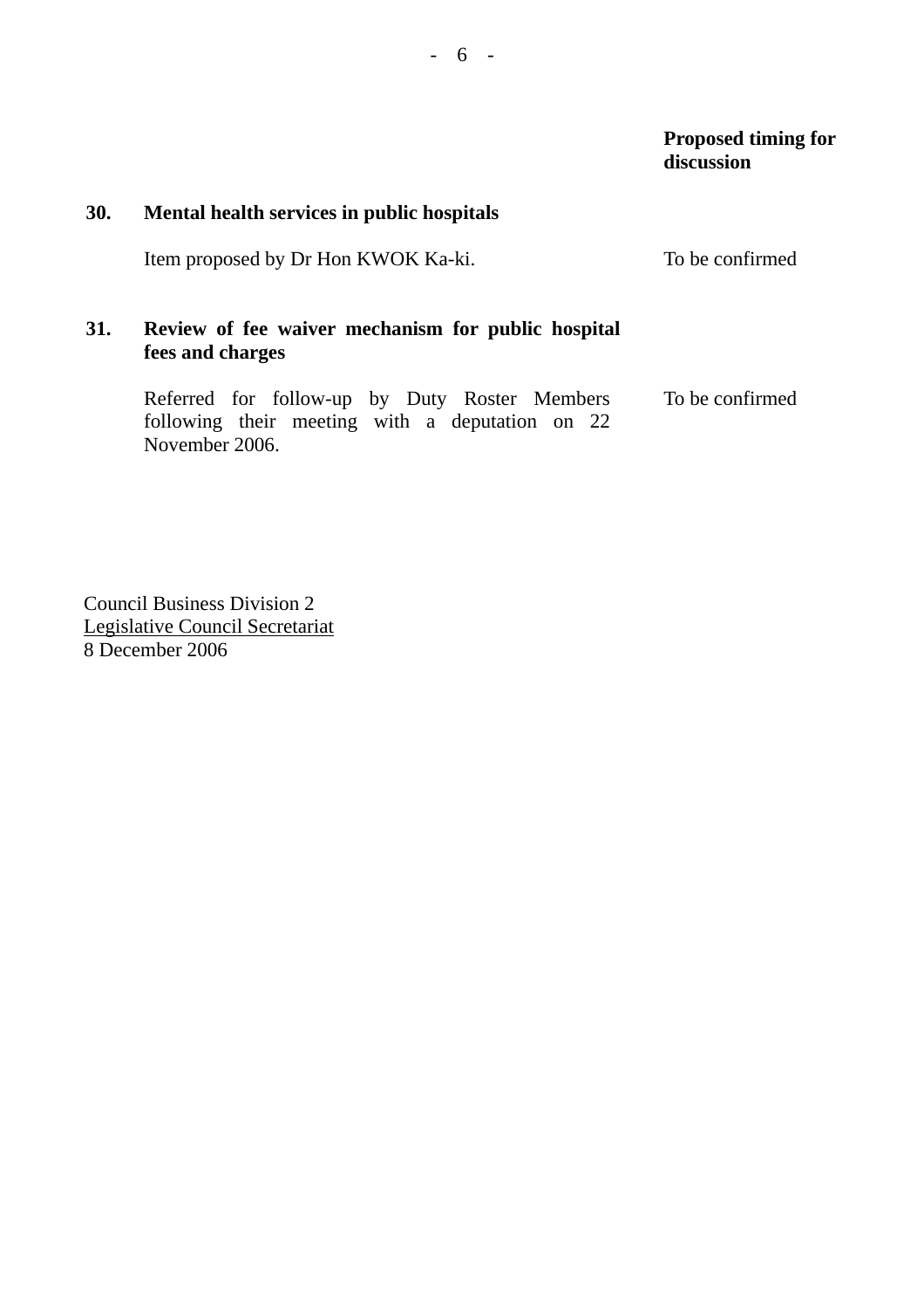| | | Proposed timing for discussion |
|---|---|---|
| **30.** | **Mental health services in public hospitals** | |
| | Item proposed by Dr Hon KWOK Ka-ki. | To be confirmed |
| **31.** | **Review of fee waiver mechanism for public hospital fees and charges** | |
| | Referred for follow-up by Duty Roster Members following their meeting with a deputation on 22 November 2006. | To be confirmed |

Council Business Division 2
Legislative Council Secretariat
8 December 2006